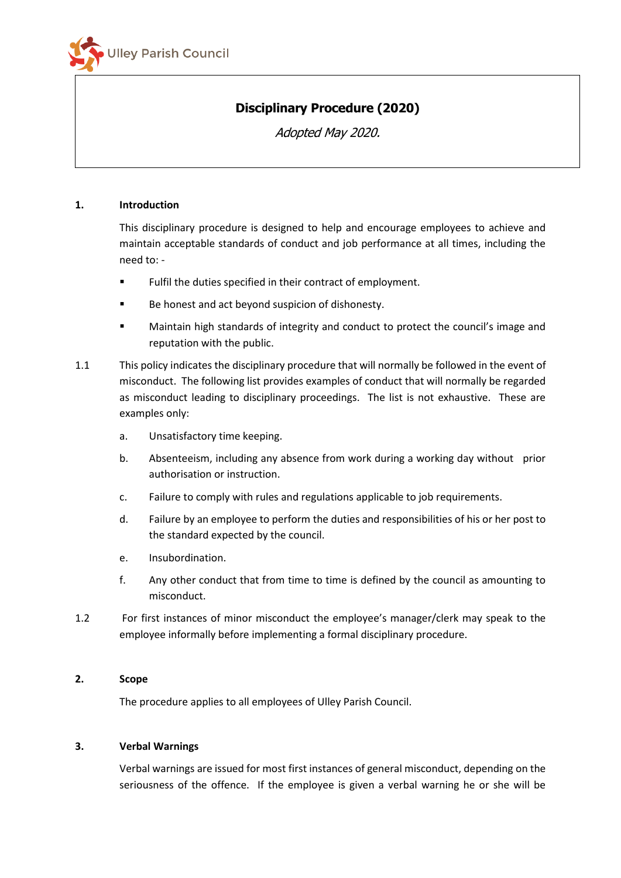Ulley Parish Council

# Disciplinary Procedure (2020)

*Adopted May 2020.*

## 1. Introduction

This disciplinary procedure is designed to help and encourage employees to achieve and maintain acceptable standards of conduct and job performance at all times, including the need to: -

- Fulfil the duties specified in their contract of employment.
- Be honest and act beyond suspicion of dishonesty.
- Maintain high standards of integrity and conduct to protect the council's image and reputation with the public.

1.1 This policy indicates the disciplinary procedure that will normally be followed in the event of misconduct. The following list provides examples of conduct that will normally be regarded as misconduct leading to disciplinary proceedings. The list is not exhaustive. These are examples only:

a. Unsatisfactory time keeping.

b. Absenteeism, including any absence from work during a working day without prior authorisation or instruction.

c. Failure to comply with rules and regulations applicable to job requirements.

d. Failure by an employee to perform the duties and responsibilities of his or her post to the standard expected by the council.

e. Insubordination.

f. Any other conduct that from time to time is defined by the council as amounting to misconduct.

1.2 For first instances of minor misconduct the employee's manager/clerk may speak to the employee informally before implementing a formal disciplinary procedure.

## 2. Scope

The procedure applies to all employees of Ulley Parish Council.

## 3. Verbal Warnings

Verbal warnings are issued for most first instances of general misconduct, depending on the seriousness of the offence. If the employee is given a verbal warning he or she will be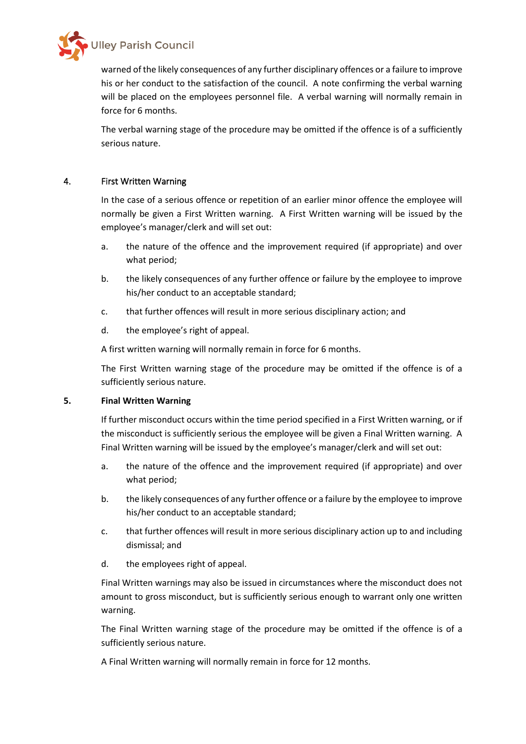warned of the likely consequences of any further disciplinary offences or a failure to improve his or her conduct to the satisfaction of the council. A note confirming the verbal warning will be placed on the employees personnel file. A verbal warning will normally remain in force for 6 months.

The verbal warning stage of the procedure may be omitted if the offence is of a sufficiently serious nature.

## 4. First Written Warning

In the case of a serious offence or repetition of an earlier minor offence the employee will normally be given a First Written warning. A First Written warning will be issued by the employee's manager/clerk and will set out:

a. the nature of the offence and the improvement required (if appropriate) and over what period;

b. the likely consequences of any further offence or failure by the employee to improve his/her conduct to an acceptable standard;

c. that further offences will result in more serious disciplinary action; and

d. the employee's right of appeal.

A first written warning will normally remain in force for 6 months.

The First Written warning stage of the procedure may be omitted if the offence is of a sufficiently serious nature.

## 5. Final Written Warning

If further misconduct occurs within the time period specified in a First Written warning, or if the misconduct is sufficiently serious the employee will be given a Final Written warning. A Final Written warning will be issued by the employee's manager/clerk and will set out:

a. the nature of the offence and the improvement required (if appropriate) and over what period;

b. the likely consequences of any further offence or a failure by the employee to improve his/her conduct to an acceptable standard;

c. that further offences will result in more serious disciplinary action up to and including dismissal; and

d. the employees right of appeal.

Final Written warnings may also be issued in circumstances where the misconduct does not amount to gross misconduct, but is sufficiently serious enough to warrant only one written warning.

The Final Written warning stage of the procedure may be omitted if the offence is of a sufficiently serious nature.

A Final Written warning will normally remain in force for 12 months.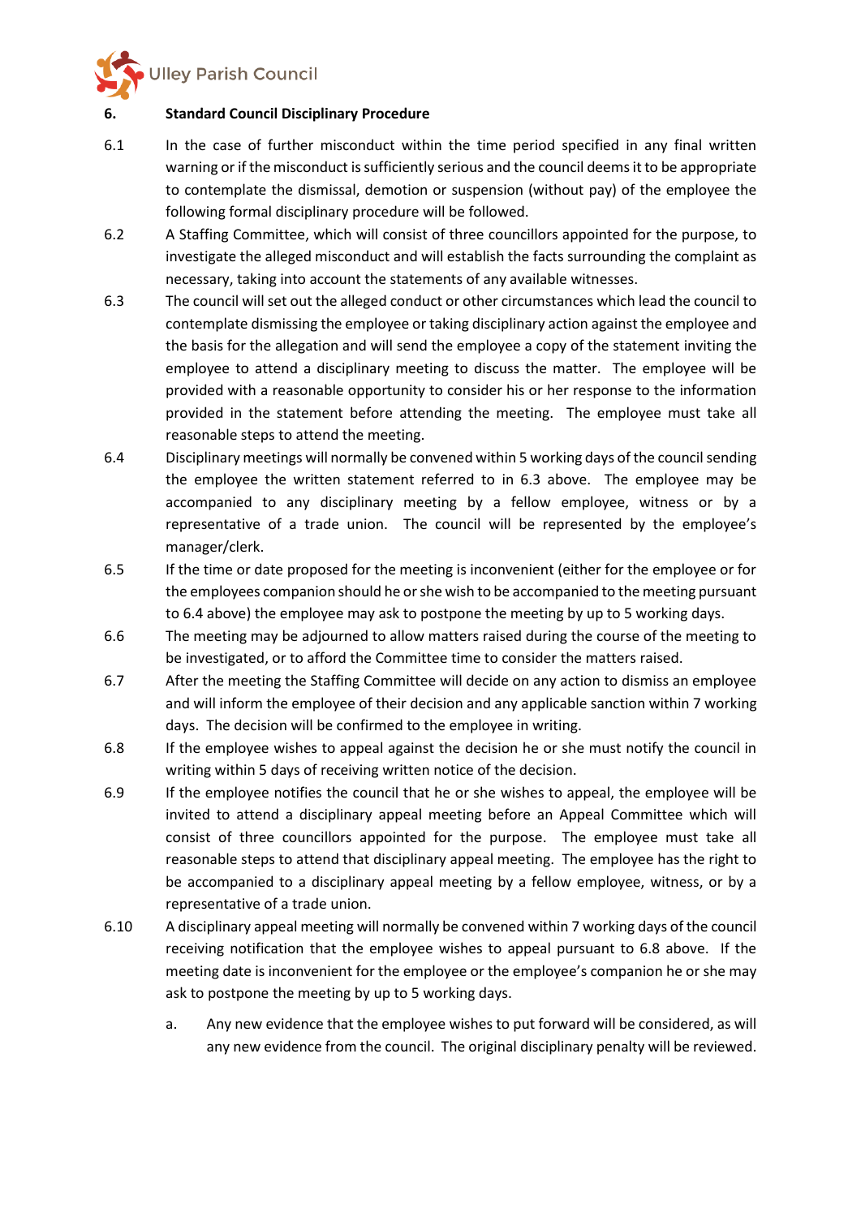## 6. Standard Council Disciplinary Procedure

6.1 In the case of further misconduct within the time period specified in any final written warning or if the misconduct is sufficiently serious and the council deems it to be appropriate to contemplate the dismissal, demotion or suspension (without pay) of the employee the following formal disciplinary procedure will be followed.

6.2 A Staffing Committee, which will consist of three councillors appointed for the purpose, to investigate the alleged misconduct and will establish the facts surrounding the complaint as necessary, taking into account the statements of any available witnesses.

6.3 The council will set out the alleged conduct or other circumstances which lead the council to contemplate dismissing the employee or taking disciplinary action against the employee and the basis for the allegation and will send the employee a copy of the statement inviting the employee to attend a disciplinary meeting to discuss the matter. The employee will be provided with a reasonable opportunity to consider his or her response to the information provided in the statement before attending the meeting. The employee must take all reasonable steps to attend the meeting.

6.4 Disciplinary meetings will normally be convened within 5 working days of the council sending the employee the written statement referred to in 6.3 above. The employee may be accompanied to any disciplinary meeting by a fellow employee, witness or by a representative of a trade union. The council will be represented by the employee's manager/clerk.

6.5 If the time or date proposed for the meeting is inconvenient (either for the employee or for the employees companion should he or she wish to be accompanied to the meeting pursuant to 6.4 above) the employee may ask to postpone the meeting by up to 5 working days.

6.6 The meeting may be adjourned to allow matters raised during the course of the meeting to be investigated, or to afford the Committee time to consider the matters raised.

6.7 After the meeting the Staffing Committee will decide on any action to dismiss an employee and will inform the employee of their decision and any applicable sanction within 7 working days. The decision will be confirmed to the employee in writing.

6.8 If the employee wishes to appeal against the decision he or she must notify the council in writing within 5 days of receiving written notice of the decision.

6.9 If the employee notifies the council that he or she wishes to appeal, the employee will be invited to attend a disciplinary appeal meeting before an Appeal Committee which will consist of three councillors appointed for the purpose. The employee must take all reasonable steps to attend that disciplinary appeal meeting. The employee has the right to be accompanied to a disciplinary appeal meeting by a fellow employee, witness, or by a representative of a trade union.

6.10 A disciplinary appeal meeting will normally be convened within 7 working days of the council receiving notification that the employee wishes to appeal pursuant to 6.8 above. If the meeting date is inconvenient for the employee or the employee's companion he or she may ask to postpone the meeting by up to 5 working days.

   a. Any new evidence that the employee wishes to put forward will be considered, as will any new evidence from the council. The original disciplinary penalty will be reviewed.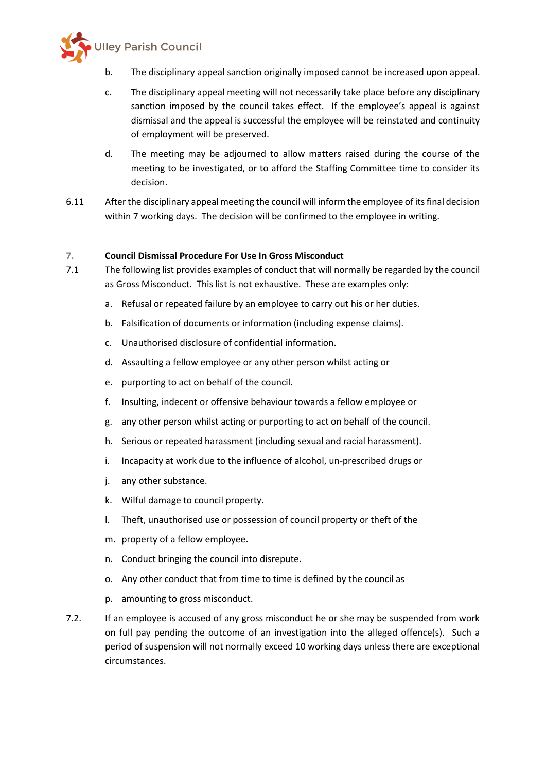b. The disciplinary appeal sanction originally imposed cannot be increased upon appeal.

c. The disciplinary appeal meeting will not necessarily take place before any disciplinary sanction imposed by the council takes effect. If the employee's appeal is against dismissal and the appeal is successful the employee will be reinstated and continuity of employment will be preserved.

d. The meeting may be adjourned to allow matters raised during the course of the meeting to be investigated, or to afford the Staffing Committee time to consider its decision.

6.11 After the disciplinary appeal meeting the council will inform the employee of its final decision within 7 working days. The decision will be confirmed to the employee in writing.

**7. Council Dismissal Procedure For Use In Gross Misconduct**

7.1 The following list provides examples of conduct that will normally be regarded by the council as Gross Misconduct. This list is not exhaustive. These are examples only:

a. Refusal or repeated failure by an employee to carry out his or her duties.

b. Falsification of documents or information (including expense claims).

c. Unauthorised disclosure of confidential information.

d. Assaulting a fellow employee or any other person whilst acting or

e. purporting to act on behalf of the council.

f. Insulting, indecent or offensive behaviour towards a fellow employee or

g. any other person whilst acting or purporting to act on behalf of the council.

h. Serious or repeated harassment (including sexual and racial harassment).

i. Incapacity at work due to the influence of alcohol, un-prescribed drugs or

j. any other substance.

k. Wilful damage to council property.

l. Theft, unauthorised use or possession of council property or theft of the

m. property of a fellow employee.

n. Conduct bringing the council into disrepute.

o. Any other conduct that from time to time is defined by the council as

p. amounting to gross misconduct.

7.2. If an employee is accused of any gross misconduct he or she may be suspended from work on full pay pending the outcome of an investigation into the alleged offence(s). Such a period of suspension will not normally exceed 10 working days unless there are exceptional circumstances.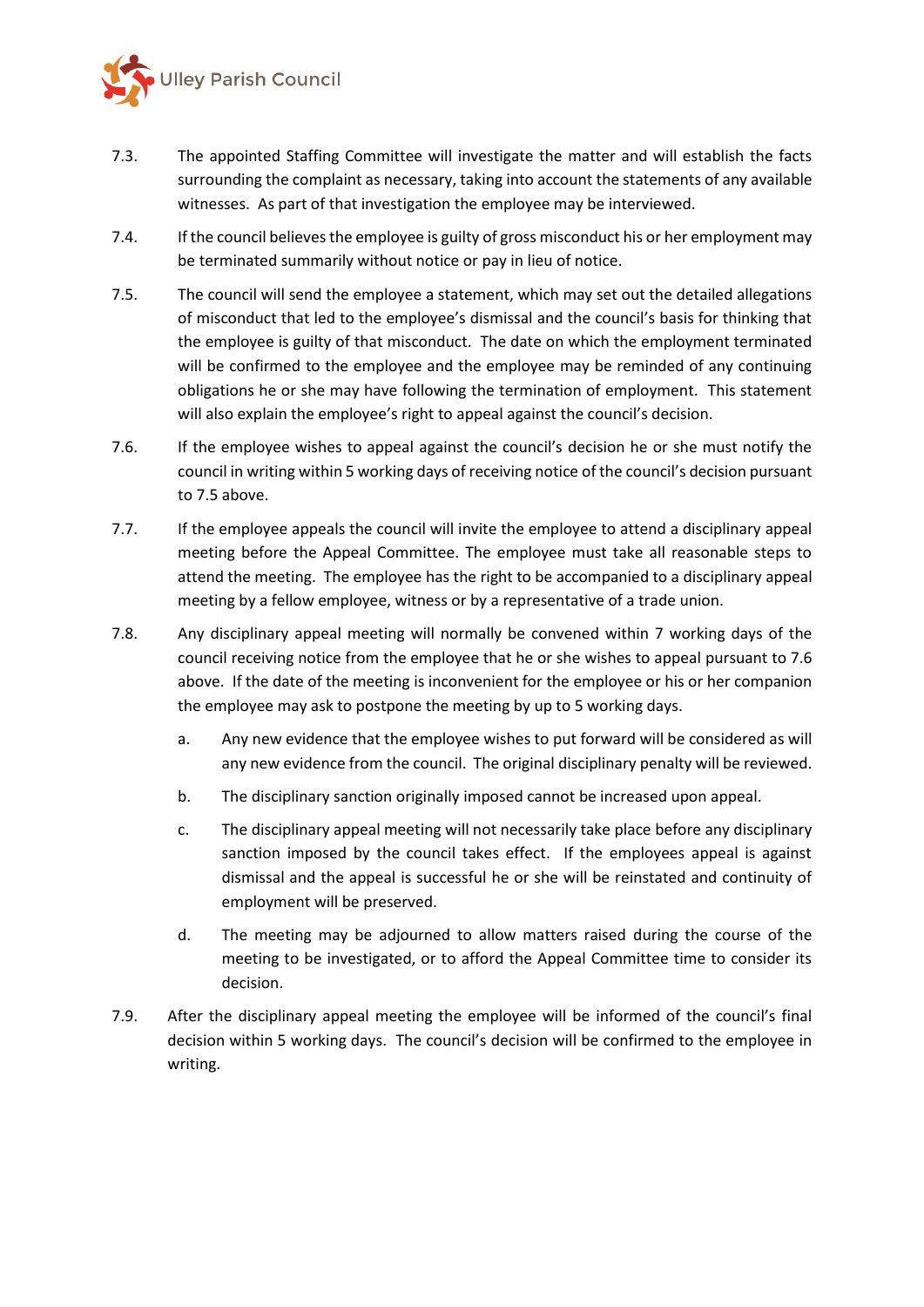7.3. The appointed Staffing Committee will investigate the matter and will establish the facts surrounding the complaint as necessary, taking into account the statements of any available witnesses. As part of that investigation the employee may be interviewed.

7.4. If the council believes the employee is guilty of gross misconduct his or her employment may be terminated summarily without notice or pay in lieu of notice.

7.5. The council will send the employee a statement, which may set out the detailed allegations of misconduct that led to the employee's dismissal and the council's basis for thinking that the employee is guilty of that misconduct. The date on which the employment terminated will be confirmed to the employee and the employee may be reminded of any continuing obligations he or she may have following the termination of employment. This statement will also explain the employee's right to appeal against the council's decision.

7.6. If the employee wishes to appeal against the council's decision he or she must notify the council in writing within 5 working days of receiving notice of the council's decision pursuant to 7.5 above.

7.7. If the employee appeals the council will invite the employee to attend a disciplinary appeal meeting before the Appeal Committee. The employee must take all reasonable steps to attend the meeting. The employee has the right to be accompanied to a disciplinary appeal meeting by a fellow employee, witness or by a representative of a trade union.

7.8. Any disciplinary appeal meeting will normally be convened within 7 working days of the council receiving notice from the employee that he or she wishes to appeal pursuant to 7.6 above. If the date of the meeting is inconvenient for the employee or his or her companion the employee may ask to postpone the meeting by up to 5 working days.

   a. Any new evidence that the employee wishes to put forward will be considered as will any new evidence from the council. The original disciplinary penalty will be reviewed.

   b. The disciplinary sanction originally imposed cannot be increased upon appeal.

   c. The disciplinary appeal meeting will not necessarily take place before any disciplinary sanction imposed by the council takes effect. If the employees appeal is against dismissal and the appeal is successful he or she will be reinstated and continuity of employment will be preserved.

   d. The meeting may be adjourned to allow matters raised during the course of the meeting to be investigated, or to afford the Appeal Committee time to consider its decision.

7.9. After the disciplinary appeal meeting the employee will be informed of the council's final decision within 5 working days. The council's decision will be confirmed to the employee in writing.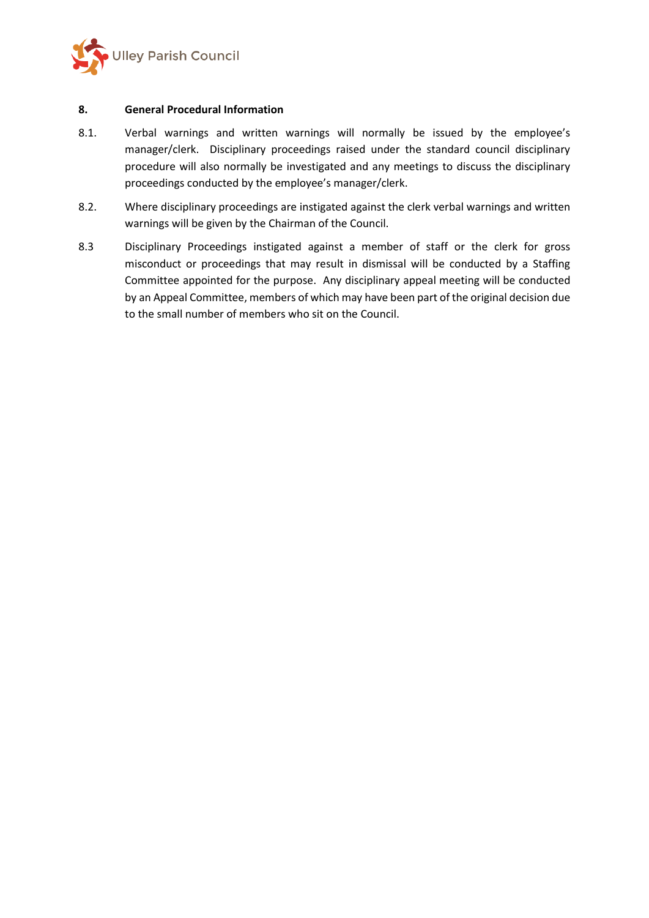## 8. General Procedural Information

8.1. Verbal warnings and written warnings will normally be issued by the employee's manager/clerk. Disciplinary proceedings raised under the standard council disciplinary procedure will also normally be investigated and any meetings to discuss the disciplinary proceedings conducted by the employee's manager/clerk.

8.2. Where disciplinary proceedings are instigated against the clerk verbal warnings and written warnings will be given by the Chairman of the Council.

8.3 Disciplinary Proceedings instigated against a member of staff or the clerk for gross misconduct or proceedings that may result in dismissal will be conducted by a Staffing Committee appointed for the purpose. Any disciplinary appeal meeting will be conducted by an Appeal Committee, members of which may have been part of the original decision due to the small number of members who sit on the Council.